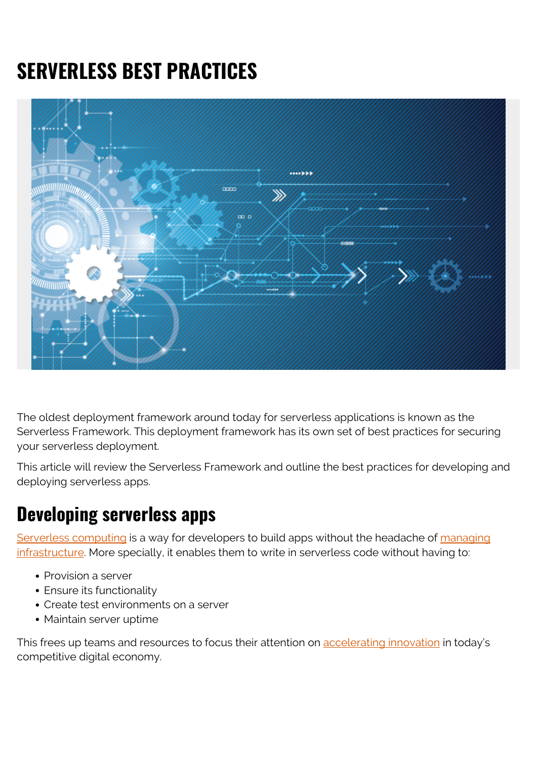# SERVERLESS BEST PRACTICES

The oldest deployment framework around today for serverless applications is known as the Serverless Framework. This deployment framework has its own set of best practices for securing your serverless deployment.

This article will review the Serverless Framework and outline the best practices for developing and deploying serverless apps.

## Developing serverless apps

Serverless computing is a way for developers to build apps without the headache of managing infrastructure. More specially, it enables them to write in serverless code without having to:

- Provision a server
- Ensure its functionality
- Create test environments on a server
- Maintain server uptime

This frees up teams and resources to focus their attention on accelerating innovation in today's competitive digital economy.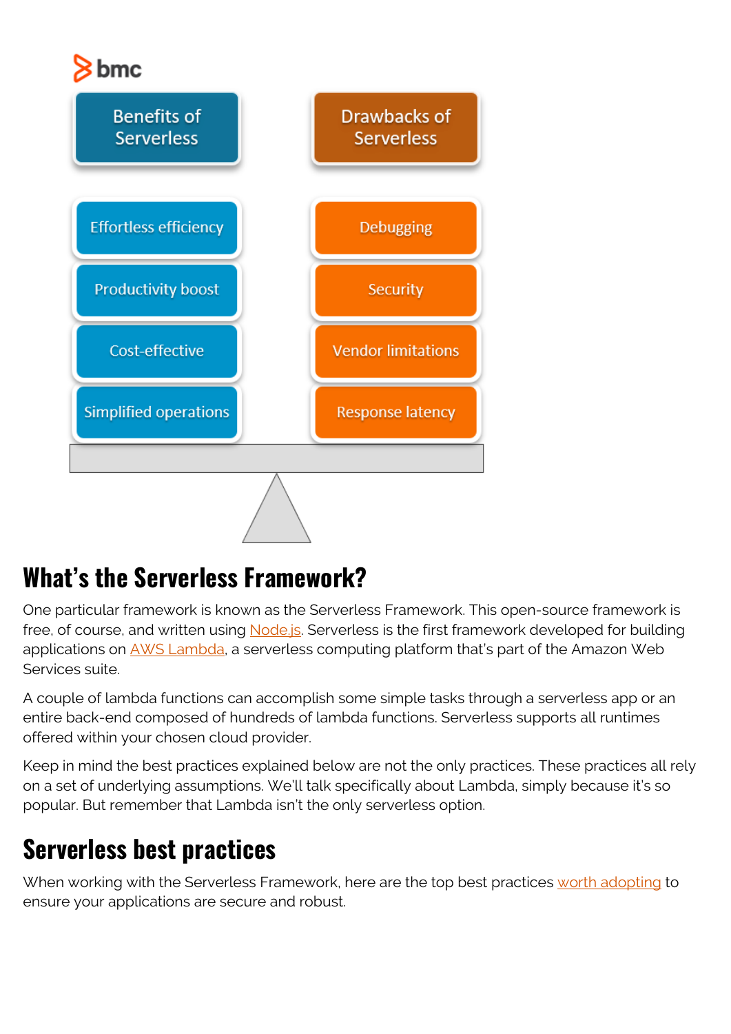| Benefits of Serverless | Drawbacks of Serverless |
| --- | --- |
| Effortless efficiency | Debugging |
| Productivity boost | Security |
| Cost-effective | Vendor limitations |
| Simplified operations | Response latency |

## What's the Serverless Framework?

One particular framework is known as the Serverless Framework. This open-source framework is free, of course, and written using Node.js. Serverless is the first framework developed for building applications on AWS Lambda, a serverless computing platform that's part of the Amazon Web Services suite.

A couple of lambda functions can accomplish some simple tasks through a serverless app or an entire back-end composed of hundreds of lambda functions. Serverless supports all runtimes offered within your chosen cloud provider.

Keep in mind the best practices explained below are not the only practices. These practices all rely on a set of underlying assumptions. We'll talk specifically about Lambda, simply because it's so popular. But remember that Lambda isn't the only serverless option.

## Serverless best practices

When working with the Serverless Framework, here are the top best practices worth adopting to ensure your applications are secure and robust.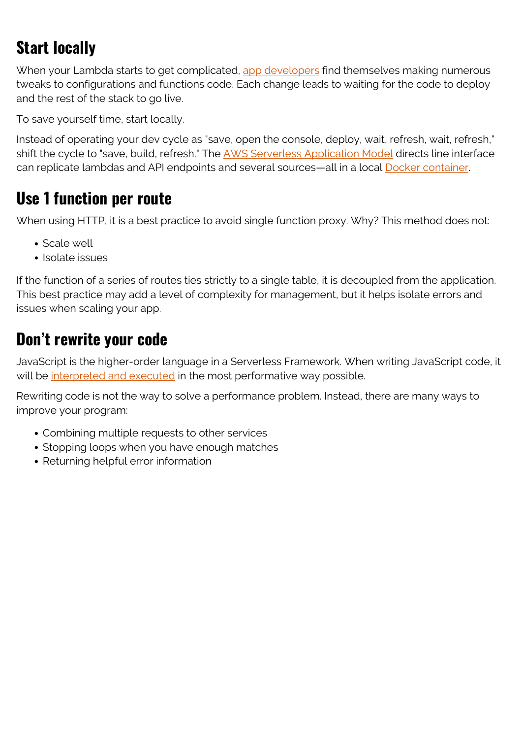## Start locally

When your Lambda starts to get complicated, app developers find themselves making numerous tweaks to configurations and functions code. Each change leads to waiting for the code to deploy and the rest of the stack to go live.

To save yourself time, start locally.

Instead of operating your dev cycle as "save, open the console, deploy, wait, refresh, wait, refresh," shift the cycle to "save, build, refresh." The AWS Serverless Application Model directs line interface can replicate lambdas and API endpoints and several sources—all in a local Docker container.

## Use 1 function per route

When using HTTP, it is a best practice to avoid single function proxy. Why? This method does not:

- Scale well
- Isolate issues

If the function of a series of routes ties strictly to a single table, it is decoupled from the application. This best practice may add a level of complexity for management, but it helps isolate errors and issues when scaling your app.

## Don't rewrite your code

JavaScript is the higher-order language in a Serverless Framework. When writing JavaScript code, it will be interpreted and executed in the most performative way possible.

Rewriting code is not the way to solve a performance problem. Instead, there are many ways to improve your program:

- Combining multiple requests to other services
- Stopping loops when you have enough matches
- Returning helpful error information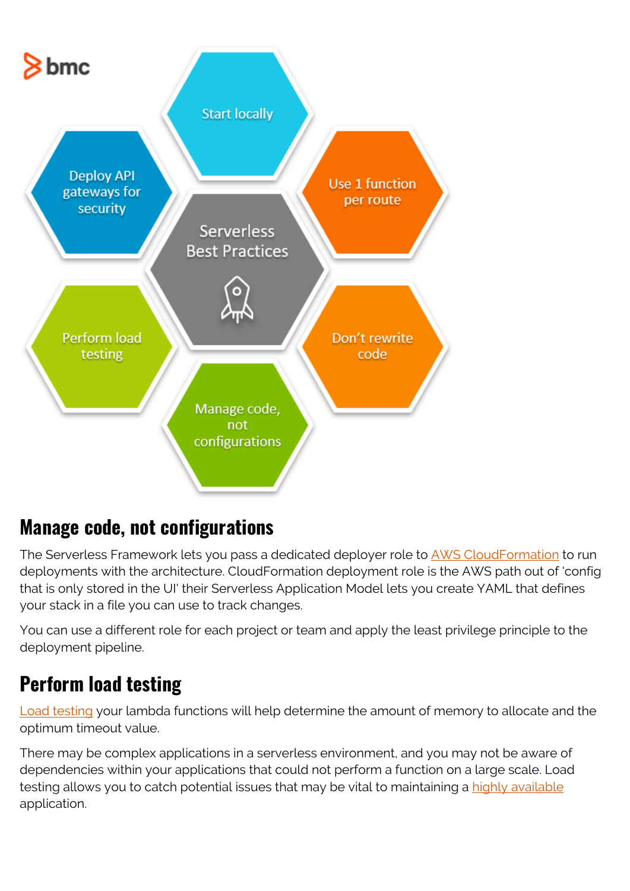## Manage code, not configurations

The Serverless Framework lets you pass a dedicated deployer role to AWS CloudFormation to run deployments with the architecture. CloudFormation deployment role is the AWS path out of 'config that is only stored in the UI' their Serverless Application Model lets you create YAML that defines your stack in a file you can use to track changes.

You can use a different role for each project or team and apply the least privilege principle to the deployment pipeline.

## Perform load testing

Load testing your lambda functions will help determine the amount of memory to allocate and the optimum timeout value.

There may be complex applications in a serverless environment, and you may not be aware of dependencies within your applications that could not perform a function on a large scale. Load testing allows you to catch potential issues that may be vital to maintaining a highly available application.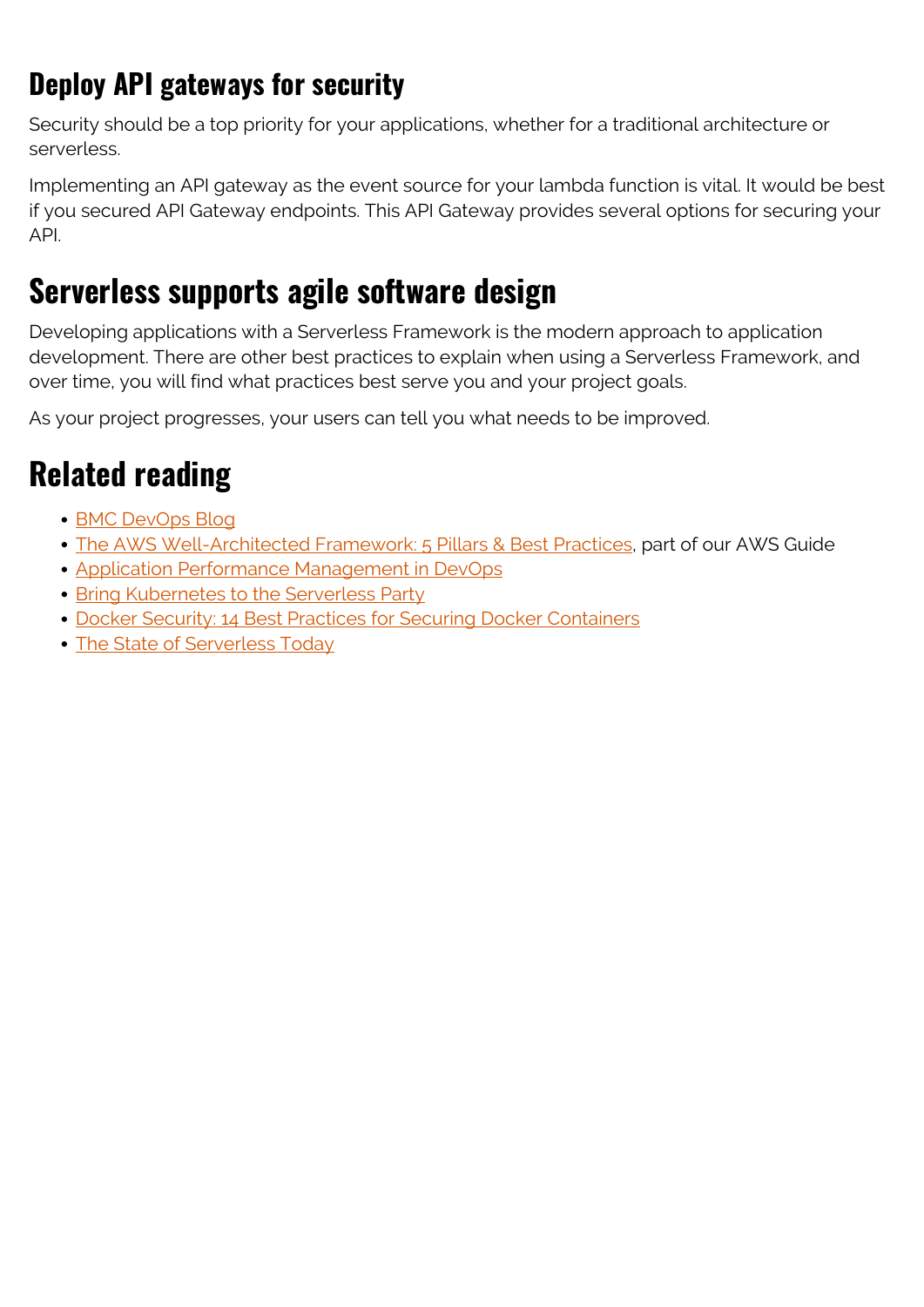## Deploy API gateways for security

Security should be a top priority for your applications, whether for a traditional architecture or serverless.

Implementing an API gateway as the event source for your lambda function is vital. It would be best if you secured API Gateway endpoints. This API Gateway provides several options for securing your API.

## Serverless supports agile software design

Developing applications with a Serverless Framework is the modern approach to application development. There are other best practices to explain when using a Serverless Framework, and over time, you will find what practices best serve you and your project goals.

As your project progresses, your users can tell you what needs to be improved.

## Related reading

- BMC DevOps Blog
- The AWS Well-Architected Framework: 5 Pillars & Best Practices, part of our AWS Guide
- Application Performance Management in DevOps
- Bring Kubernetes to the Serverless Party
- Docker Security: 14 Best Practices for Securing Docker Containers
- The State of Serverless Today